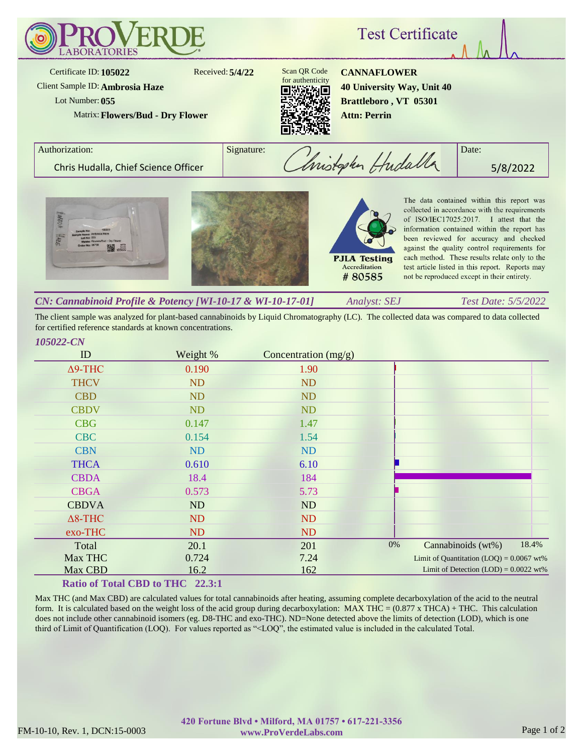# PROVERDE LABORATORIES

## Test Certificate

Certificate ID: **105022**
Received: **5/4/22**
Client Sample ID: **Ambrosia Haze**
Lot Number: **055**
Matrix: **Flowers/Bud - Dry Flower**

Scan QR Code for authenticity

**CANNAFLOWER**
**40 University Way, Unit 40**
**Brattleboro , VT 05301**
**Attn: Perrin**

| Authorization: | Signature: | Date: |
|---|---|---|
| Chris Hudalla, Chief Science Officer | Christopher Hudalla | 5/8/2022 |

PJLA Testing Accreditation # 80585

The data contained within this report was collected in accordance with the requirements of ISO/IEC17025:2017. I attest that the information contained within the report has been reviewed for accuracy and checked against the quality control requirements for each method. These results relate only to the test article listed in this report. Reports may not be reproduced except in their entirety.

***CN: Cannabinoid Profile & Potency [WI-10-17 & WI-10-17-01]*** *Analyst: SEJ* *Test Date: 5/5/2022*

The client sample was analyzed for plant-based cannabinoids by Liquid Chromatography (LC). The collected data was compared to data collected for certified reference standards at known concentrations.

*105022-CN*

| ID | Weight % | Concentration (mg/g) |
|---|---|---|
| Δ9-THC | 0.190 | 1.90 |
| THCV | ND | ND |
| CBD | ND | ND |
| CBDV | ND | ND |
| CBG | 0.147 | 1.47 |
| CBC | 0.154 | 1.54 |
| CBN | ND | ND |
| THCA | 0.610 | 6.10 |
| CBDA | 18.4 | 184 |
| CBGA | 0.573 | 5.73 |
| CBDVA | ND | ND |
| Δ8-THC | ND | ND |
| exo-THC | ND | ND |
| Total | 20.1 | 201 |
| Max THC | 0.724 | 7.24 |
| Max CBD | 16.2 | 162 |

Cannabinoids (wt%): 0% – 18.4%

Limit of Quantitation (LOQ) = 0.0067 wt%
Limit of Detection (LOD) = 0.0022 wt%

**Ratio of Total CBD to THC 22.3:1**

Max THC (and Max CBD) are calculated values for total cannabinoids after heating, assuming complete decarboxylation of the acid to the neutral form. It is calculated based on the weight loss of the acid group during decarboxylation: MAX THC = (0.877 x THCA) + THC. This calculation does not include other cannabinoid isomers (eg. D8-THC and exo-THC). ND=None detected above the limits of detection (LOD), which is one third of Limit of Quantification (LOQ). For values reported as "<LOQ", the estimated value is included in the calculated Total.

FM-10-10, Rev. 1, DCN:15-0003

**420 Fortune Blvd • Milford, MA 01757 • 617-221-3356**
**www.ProVerdeLabs.com**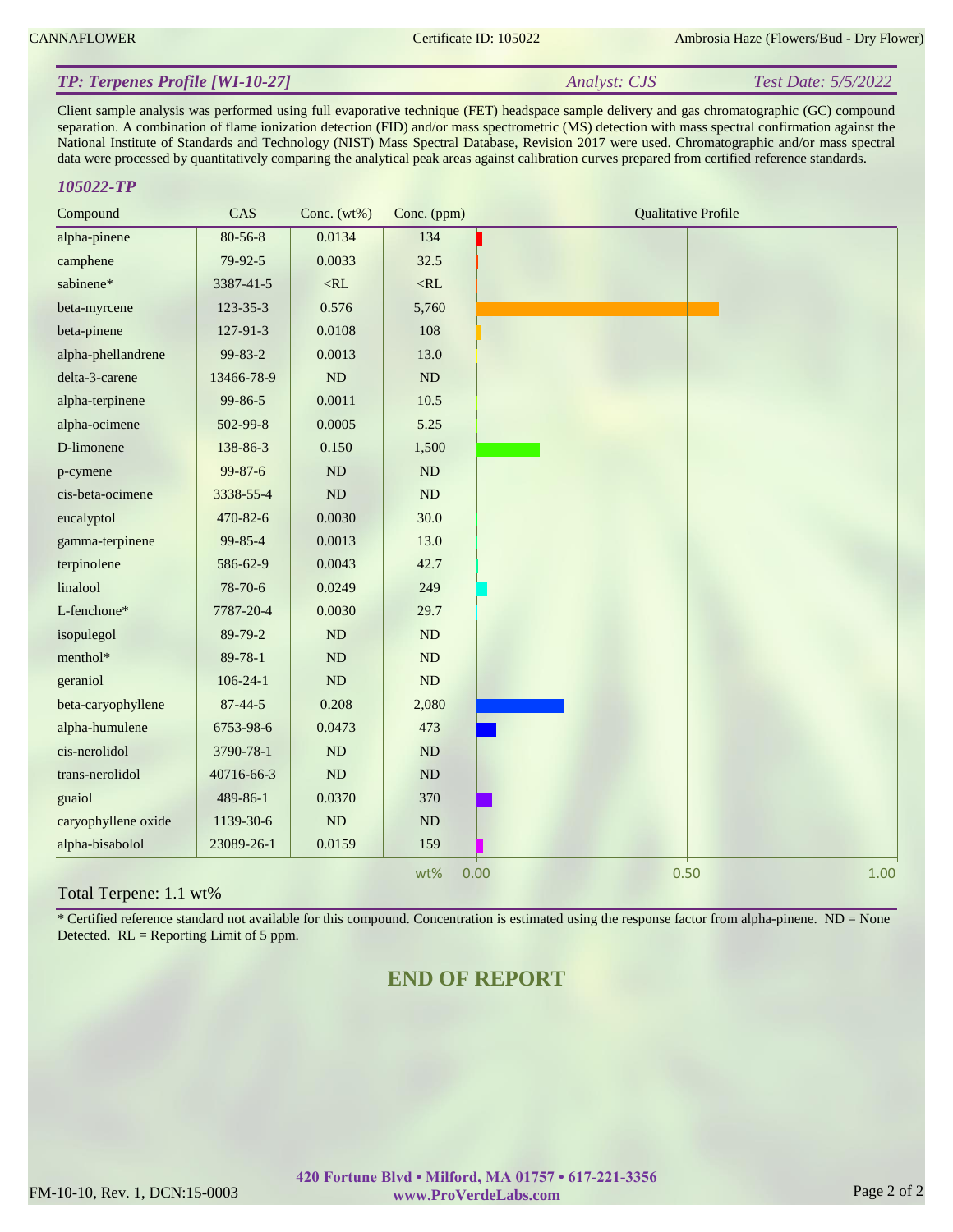## TP: Terpenes Profile [WI-10-27]

*Analyst: CJS* *Test Date: 5/5/2022*

Client sample analysis was performed using full evaporative technique (FET) headspace sample delivery and gas chromatographic (GC) compound separation. A combination of flame ionization detection (FID) and/or mass spectrometric (MS) detection with mass spectral confirmation against the National Institute of Standards and Technology (NIST) Mass Spectral Database, Revision 2017 were used. Chromatographic and/or mass spectral data were processed by quantitatively comparing the analytical peak areas against calibration curves prepared from certified reference standards.

### 105022-TP

| Compound | CAS | Conc. (wt%) | Conc. (ppm) |
|---|---|---|---|
| alpha-pinene | 80-56-8 | 0.0134 | 134 |
| camphene | 79-92-5 | 0.0033 | 32.5 |
| sabinene* | 3387-41-5 | <RL | <RL |
| beta-myrcene | 123-35-3 | 0.576 | 5,760 |
| beta-pinene | 127-91-3 | 0.0108 | 108 |
| alpha-phellandrene | 99-83-2 | 0.0013 | 13.0 |
| delta-3-carene | 13466-78-9 | ND | ND |
| alpha-terpinene | 99-86-5 | 0.0011 | 10.5 |
| alpha-ocimene | 502-99-8 | 0.0005 | 5.25 |
| D-limonene | 138-86-3 | 0.150 | 1,500 |
| p-cymene | 99-87-6 | ND | ND |
| cis-beta-ocimene | 3338-55-4 | ND | ND |
| eucalyptol | 470-82-6 | 0.0030 | 30.0 |
| gamma-terpinene | 99-85-4 | 0.0013 | 13.0 |
| terpinolene | 586-62-9 | 0.0043 | 42.7 |
| linalool | 78-70-6 | 0.0249 | 249 |
| L-fenchone* | 7787-20-4 | 0.0030 | 29.7 |
| isopulegol | 89-79-2 | ND | ND |
| menthol* | 89-78-1 | ND | ND |
| geraniol | 106-24-1 | ND | ND |
| beta-caryophyllene | 87-44-5 | 0.208 | 2,080 |
| alpha-humulene | 6753-98-6 | 0.0473 | 473 |
| cis-nerolidol | 3790-78-1 | ND | ND |
| trans-nerolidol | 40716-66-3 | ND | ND |
| guaiol | 489-86-1 | 0.0370 | 370 |
| caryophyllene oxide | 1139-30-6 | ND | ND |
| alpha-bisabolol | 23089-26-1 | 0.0159 | 159 |

Qualitative Profile

wt% 0.00 0.50 1.00

Total Terpene: 1.1 wt%

\* Certified reference standard not available for this compound. Concentration is estimated using the response factor from alpha-pinene. ND = None Detected. RL = Reporting Limit of 5 ppm.

**END OF REPORT**

**420 Fortune Blvd • Milford, MA 01757 • 617-221-3356**
**www.ProVerdeLabs.com**